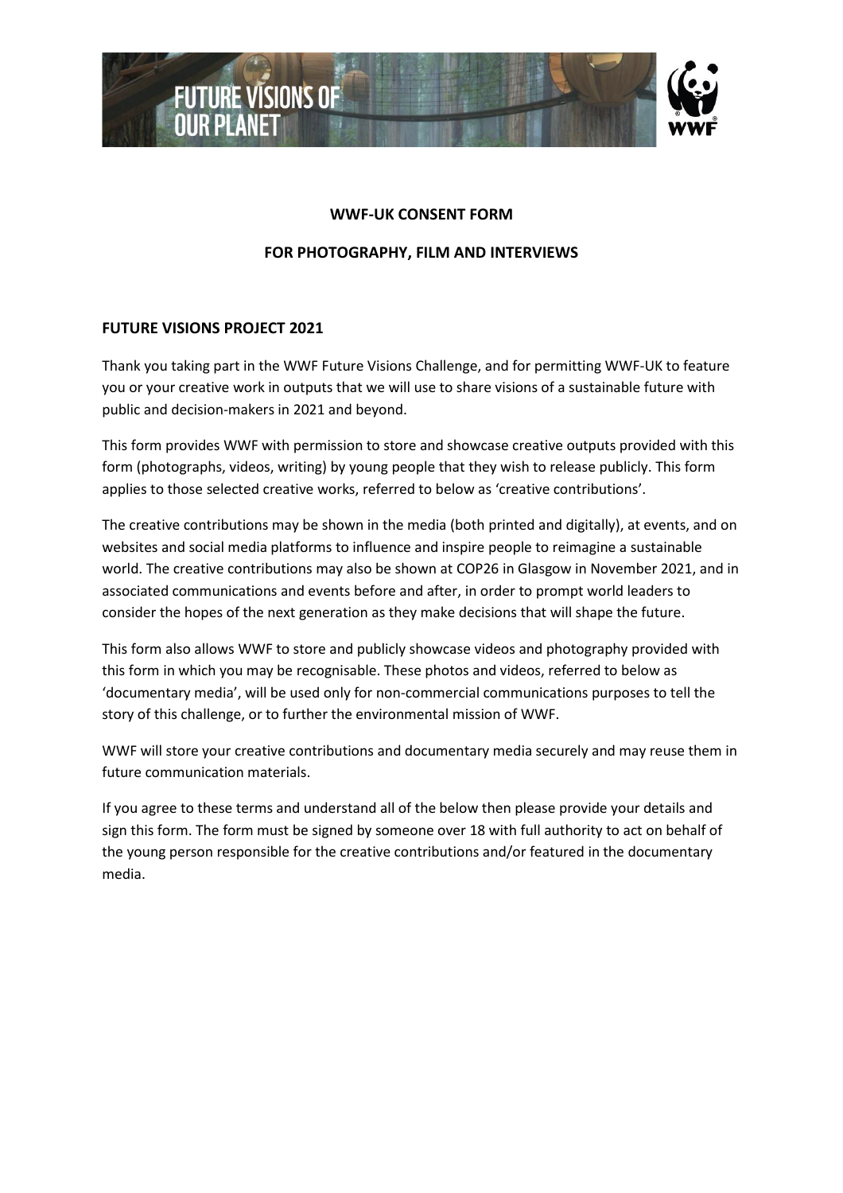# WWF-UK CONSENT FORM

## FOR PHOTOGRAPHY, FILM AND INTERVIEWS

### FUTURE VISIONS PROJECT 2021

Thank you taking part in the WWF Future Visions Challenge, and for permitting WWF-UK to feature you or your creative work in outputs that we will use to share visions of a sustainable future with public and decision-makers in 2021 and beyond.

This form provides WWF with permission to store and showcase creative outputs provided with this form (photographs, videos, writing) by young people that they wish to release publicly. This form applies to those selected creative works, referred to below as 'creative contributions'.

The creative contributions may be shown in the media (both printed and digitally), at events, and on websites and social media platforms to influence and inspire people to reimagine a sustainable world. The creative contributions may also be shown at COP26 in Glasgow in November 2021, and in associated communications and events before and after, in order to prompt world leaders to consider the hopes of the next generation as they make decisions that will shape the future.

This form also allows WWF to store and publicly showcase videos and photography provided with this form in which you may be recognisable. These photos and videos, referred to below as 'documentary media', will be used only for non-commercial communications purposes to tell the story of this challenge, or to further the environmental mission of WWF.

WWF will store your creative contributions and documentary media securely and may reuse them in future communication materials.

If you agree to these terms and understand all of the below then please provide your details and sign this form. The form must be signed by someone over 18 with full authority to act on behalf of the young person responsible for the creative contributions and/or featured in the documentary media.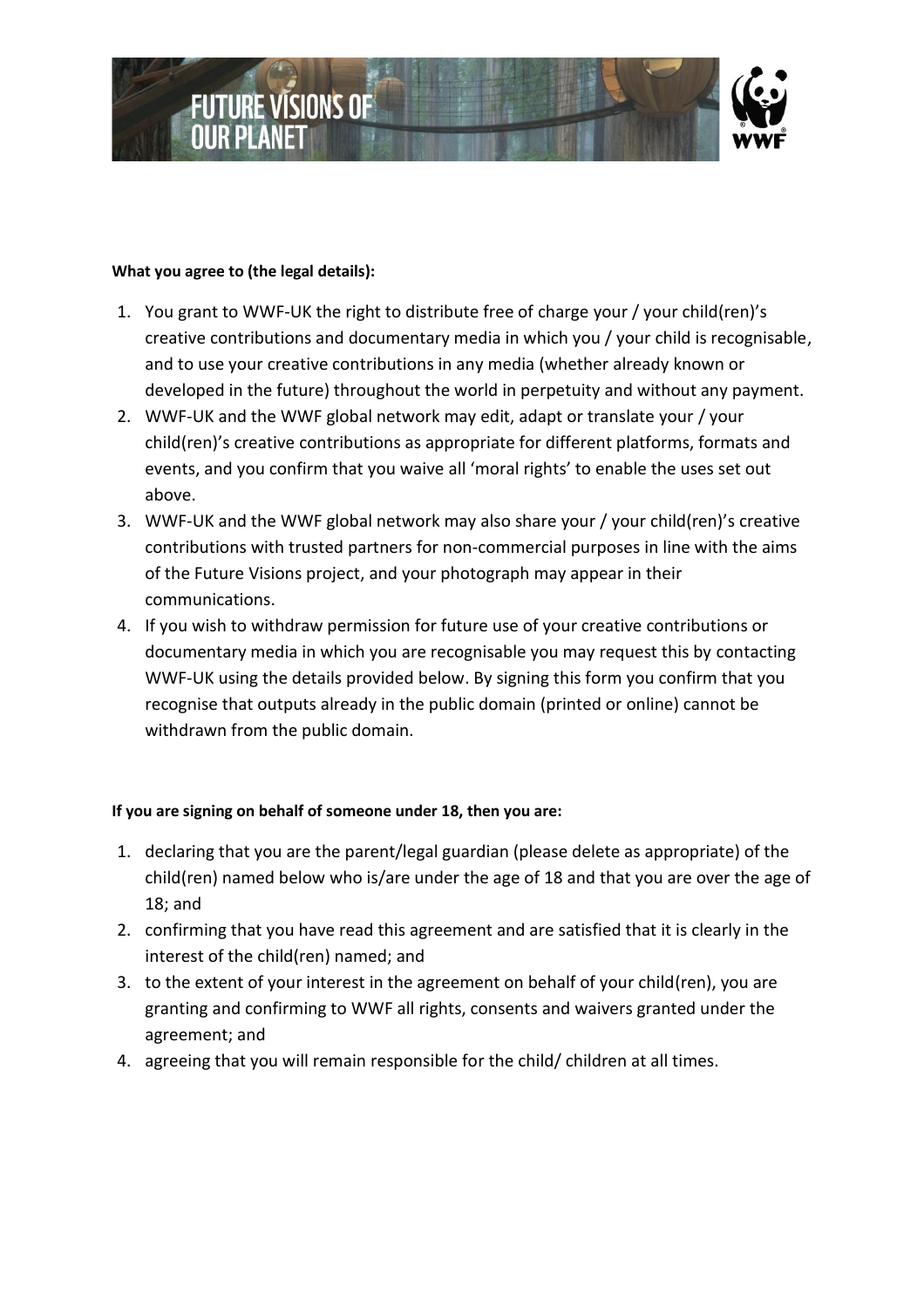**What you agree to (the legal details):**

1. You grant to WWF-UK the right to distribute free of charge your / your child(ren)'s creative contributions and documentary media in which you / your child is recognisable, and to use your creative contributions in any media (whether already known or developed in the future) throughout the world in perpetuity and without any payment.
2. WWF-UK and the WWF global network may edit, adapt or translate your / your child(ren)'s creative contributions as appropriate for different platforms, formats and events, and you confirm that you waive all 'moral rights' to enable the uses set out above.
3. WWF-UK and the WWF global network may also share your / your child(ren)'s creative contributions with trusted partners for non-commercial purposes in line with the aims of the Future Visions project, and your photograph may appear in their communications.
4. If you wish to withdraw permission for future use of your creative contributions or documentary media in which you are recognisable you may request this by contacting WWF-UK using the details provided below. By signing this form you confirm that you recognise that outputs already in the public domain (printed or online) cannot be withdrawn from the public domain.

**If you are signing on behalf of someone under 18, then you are:**

1. declaring that you are the parent/legal guardian (please delete as appropriate) of the child(ren) named below who is/are under the age of 18 and that you are over the age of 18; and
2. confirming that you have read this agreement and are satisfied that it is clearly in the interest of the child(ren) named; and
3. to the extent of your interest in the agreement on behalf of your child(ren), you are granting and confirming to WWF all rights, consents and waivers granted under the agreement; and
4. agreeing that you will remain responsible for the child/ children at all times.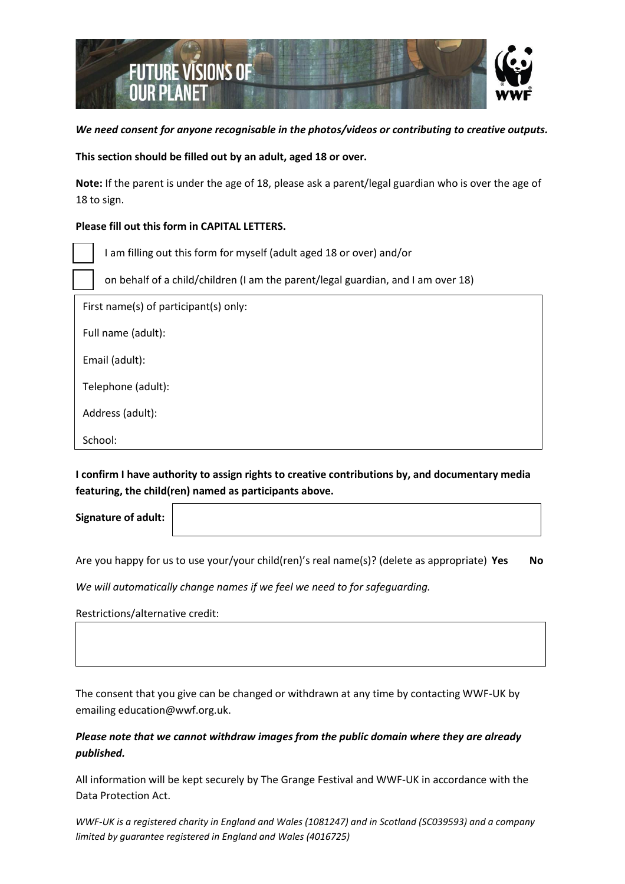FUTURE VISIONS OF OUR PLANET

WWF

***We need consent for anyone recognisable in the photos/videos or contributing to creative outputs.***

**This section should be filled out by an adult, aged 18 or over.**

**Note:** If the parent is under the age of 18, please ask a parent/legal guardian who is over the age of 18 to sign.

**Please fill out this form in CAPITAL LETTERS.**

☐ I am filling out this form for myself (adult aged 18 or over) and/or

☐ on behalf of a child/children (I am the parent/legal guardian, and I am over 18)

| |
|---|
| First name(s) of participant(s) only: |
| Full name (adult): |
| Email (adult): |
| Telephone (adult): |
| Address (adult): |
| School: |

**I confirm I have authority to assign rights to creative contributions by, and documentary media featuring, the child(ren) named as participants above.**

**Signature of adult:**

Are you happy for us to use your/your child(ren)'s real name(s)? (delete as appropriate) **Yes No**

*We will automatically change names if we feel we need to for safeguarding.*

Restrictions/alternative credit:

The consent that you give can be changed or withdrawn at any time by contacting WWF-UK by emailing education@wwf.org.uk.

***Please note that we cannot withdraw images from the public domain where they are already published.***

All information will be kept securely by The Grange Festival and WWF-UK in accordance with the Data Protection Act.

*WWF-UK is a registered charity in England and Wales (1081247) and in Scotland (SC039593) and a company limited by guarantee registered in England and Wales (4016725)*